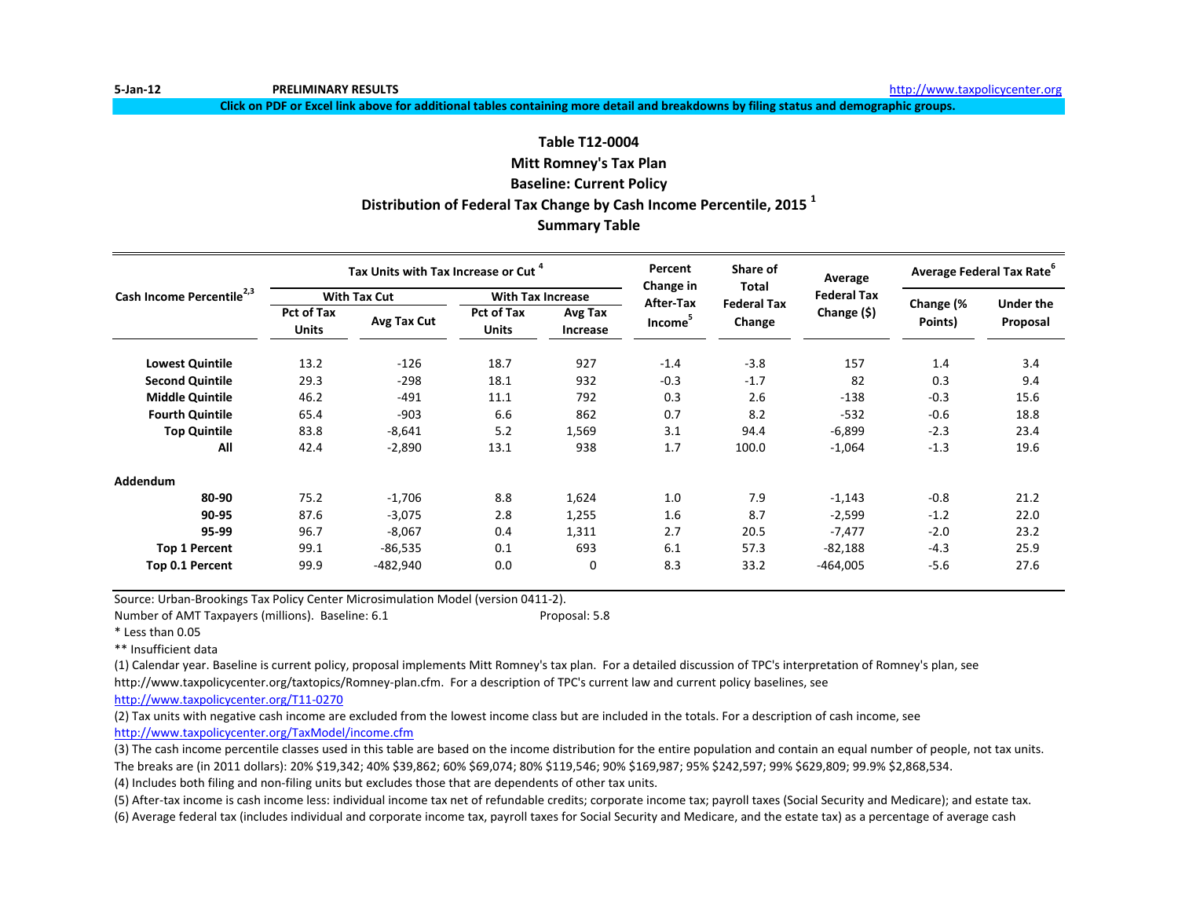5-Jan-12 **PRELIMINARY RESULTS** http://www.taxpolicycenter.org

**Click on PDF or Excel link above for additional tables containing more detail and breakdowns by filing status and demographic groups.**

## Table T12-0004
## Mitt Romney's Tax Plan
## Baseline: Current Policy
## Distribution of Federal Tax Change by Cash Income Percentile, 2015 [1]
## Summary Table

| Cash Income Percentile[2,3] | Tax Units with Tax Increase or Cut [4] | | | | Percent Change in After-Tax Income[5] | Share of Total Federal Tax Change | Average Federal Tax Change ($) | Average Federal Tax Rate[6] | |
|---|---|---|---|---|---|---|---|---|---|
| | With Tax Cut | | With Tax Increase | | | | | Change (% Points) | Under the Proposal |
| | Pct of Tax Units | Avg Tax Cut | Pct of Tax Units | Avg Tax Increase | | | | | |
| **Lowest Quintile** | 13.2 | -126 | 18.7 | 927 | -1.4 | -3.8 | 157 | 1.4 | 3.4 |
| **Second Quintile** | 29.3 | -298 | 18.1 | 932 | -0.3 | -1.7 | 82 | 0.3 | 9.4 |
| **Middle Quintile** | 46.2 | -491 | 11.1 | 792 | 0.3 | 2.6 | -138 | -0.3 | 15.6 |
| **Fourth Quintile** | 65.4 | -903 | 6.6 | 862 | 0.7 | 8.2 | -532 | -0.6 | 18.8 |
| **Top Quintile** | 83.8 | -8,641 | 5.2 | 1,569 | 3.1 | 94.4 | -6,899 | -2.3 | 23.4 |
| **All** | 42.4 | -2,890 | 13.1 | 938 | 1.7 | 100.0 | -1,064 | -1.3 | 19.6 |
| **Addendum** | | | | | | | | | |
| **80-90** | 75.2 | -1,706 | 8.8 | 1,624 | 1.0 | 7.9 | -1,143 | -0.8 | 21.2 |
| **90-95** | 87.6 | -3,075 | 2.8 | 1,255 | 1.6 | 8.7 | -2,599 | -1.2 | 22.0 |
| **95-99** | 96.7 | -8,067 | 0.4 | 1,311 | 2.7 | 20.5 | -7,477 | -2.0 | 23.2 |
| **Top 1 Percent** | 99.1 | -86,535 | 0.1 | 693 | 6.1 | 57.3 | -82,188 | -4.3 | 25.9 |
| **Top 0.1 Percent** | 99.9 | -482,940 | 0.0 | 0 | 8.3 | 33.2 | -464,005 | -5.6 | 27.6 |

Source: Urban-Brookings Tax Policy Center Microsimulation Model (version 0411-2).

Number of AMT Taxpayers (millions). Baseline: 6.1 Proposal: 5.8

* Less than 0.05

** Insufficient data

(1) Calendar year. Baseline is current policy, proposal implements Mitt Romney's tax plan. For a detailed discussion of TPC's interpretation of Romney's plan, see http://www.taxpolicycenter.org/taxtopics/Romney-plan.cfm. For a description of TPC's current law and current policy baselines, see http://www.taxpolicycenter.org/T11-0270

(2) Tax units with negative cash income are excluded from the lowest income class but are included in the totals. For a description of cash income, see http://www.taxpolicycenter.org/TaxModel/income.cfm

(3) The cash income percentile classes used in this table are based on the income distribution for the entire population and contain an equal number of people, not tax units. The breaks are (in 2011 dollars): 20% $19,342; 40% $39,862; 60% $69,074; 80% $119,546; 90% $169,987; 95% $242,597; 99% $629,809; 99.9% $2,868,534.

(4) Includes both filing and non-filing units but excludes those that are dependents of other tax units.

(5) After-tax income is cash income less: individual income tax net of refundable credits; corporate income tax; payroll taxes (Social Security and Medicare); and estate tax.

(6) Average federal tax (includes individual and corporate income tax, payroll taxes for Social Security and Medicare, and the estate tax) as a percentage of average cash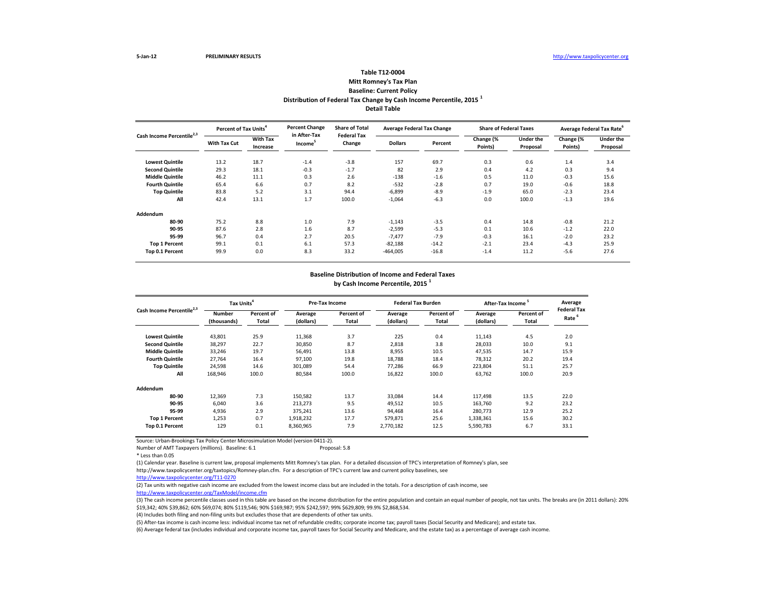5-Jan-12 **PRELIMINARY RESULTS** http://www.taxpolicycenter.org

**Table T12-0004**
**Mitt Romney's Tax Plan**
**Baseline: Current Policy**
**Distribution of Federal Tax Change by Cash Income Percentile, 2015 [1]**
**Detail Table**

| Cash Income Percentile[2,3] | Percent of Tax Units[4] | | Percent Change in After-Tax Income[5] | Share of Total Federal Tax Change | Average Federal Tax Change | | Share of Federal Taxes | | Average Federal Tax Rate[6] | |
|---|---|---|---|---|---|---|---|---|---|---|
| | With Tax Cut | With Tax Increase | | | Dollars | Percent | Change (% Points) | Under the Proposal | Change (% Points) | Under the Proposal |
| Lowest Quintile | 13.2 | 18.7 | -1.4 | -3.8 | 157 | 69.7 | 0.3 | 0.6 | 1.4 | 3.4 |
| Second Quintile | 29.3 | 18.1 | -0.3 | -1.7 | 82 | 2.9 | 0.4 | 4.2 | 0.3 | 9.4 |
| Middle Quintile | 46.2 | 11.1 | 0.3 | 2.6 | -138 | -1.6 | 0.5 | 11.0 | -0.3 | 15.6 |
| Fourth Quintile | 65.4 | 6.6 | 0.7 | 8.2 | -532 | -2.8 | 0.7 | 19.0 | -0.6 | 18.8 |
| Top Quintile | 83.8 | 5.2 | 3.1 | 94.4 | -6,899 | -8.9 | -1.9 | 65.0 | -2.3 | 23.4 |
| All | 42.4 | 13.1 | 1.7 | 100.0 | -1,064 | -6.3 | 0.0 | 100.0 | -1.3 | 19.6 |
| **Addendum** | | | | | | | | | | |
| 80-90 | 75.2 | 8.8 | 1.0 | 7.9 | -1,143 | -3.5 | 0.4 | 14.8 | -0.8 | 21.2 |
| 90-95 | 87.6 | 2.8 | 1.6 | 8.7 | -2,599 | -5.3 | 0.1 | 10.6 | -1.2 | 22.0 |
| 95-99 | 96.7 | 0.4 | 2.7 | 20.5 | -7,477 | -7.9 | -0.3 | 16.1 | -2.0 | 23.2 |
| Top 1 Percent | 99.1 | 0.1 | 6.1 | 57.3 | -82,188 | -14.2 | -2.1 | 23.4 | -4.3 | 25.9 |
| Top 0.1 Percent | 99.9 | 0.0 | 8.3 | 33.2 | -464,005 | -16.8 | -1.4 | 11.2 | -5.6 | 27.6 |

**Baseline Distribution of Income and Federal Taxes**
**by Cash Income Percentile, 2015 [1]**

| Cash Income Percentile[2,3] | Tax Units[4] | | Pre-Tax Income | | Federal Tax Burden | | After-Tax Income[5] | | Average Federal Tax Rate[6] |
|---|---|---|---|---|---|---|---|---|---|
| | Number (thousands) | Percent of Total | Average (dollars) | Percent of Total | Average (dollars) | Percent of Total | Average (dollars) | Percent of Total | |
| Lowest Quintile | 43,801 | 25.9 | 11,368 | 3.7 | 225 | 0.4 | 11,143 | 4.5 | 2.0 |
| Second Quintile | 38,297 | 22.7 | 30,850 | 8.7 | 2,818 | 3.8 | 28,033 | 10.0 | 9.1 |
| Middle Quintile | 33,246 | 19.7 | 56,491 | 13.8 | 8,955 | 10.5 | 47,535 | 14.7 | 15.9 |
| Fourth Quintile | 27,764 | 16.4 | 97,100 | 19.8 | 18,788 | 18.4 | 78,312 | 20.2 | 19.4 |
| Top Quintile | 24,598 | 14.6 | 301,089 | 54.4 | 77,286 | 66.9 | 223,804 | 51.1 | 25.7 |
| All | 168,946 | 100.0 | 80,584 | 100.0 | 16,822 | 100.0 | 63,762 | 100.0 | 20.9 |
| **Addendum** | | | | | | | | | |
| 80-90 | 12,369 | 7.3 | 150,582 | 13.7 | 33,084 | 14.4 | 117,498 | 13.5 | 22.0 |
| 90-95 | 6,040 | 3.6 | 213,273 | 9.5 | 49,512 | 10.5 | 163,760 | 9.2 | 23.2 |
| 95-99 | 4,936 | 2.9 | 375,241 | 13.6 | 94,468 | 16.4 | 280,773 | 12.9 | 25.2 |
| Top 1 Percent | 1,253 | 0.7 | 1,918,232 | 17.7 | 579,871 | 25.6 | 1,338,361 | 15.6 | 30.2 |
| Top 0.1 Percent | 129 | 0.1 | 8,360,965 | 7.9 | 2,770,182 | 12.5 | 5,590,783 | 6.7 | 33.1 |

Source: Urban-Brookings Tax Policy Center Microsimulation Model (version 0411-2).

Number of AMT Taxpayers (millions). Baseline: 6.1 Proposal: 5.8

* Less than 0.05

(1) Calendar year. Baseline is current law, proposal implements Mitt Romney's tax plan. For a detailed discussion of TPC's interpretation of Romney's plan, see http://www.taxpolicycenter.org/taxtopics/Romney-plan.cfm. For a description of TPC's current law and current policy baselines, see http://www.taxpolicycenter.org/T11-0270

(2) Tax units with negative cash income are excluded from the lowest income class but are included in the totals. For a description of cash income, see http://www.taxpolicycenter.org/TaxModel/income.cfm

(3) The cash income percentile classes used in this table are based on the income distribution for the entire population and contain an equal number of people, not tax units. The breaks are (in 2011 dollars): 20% $19,342; 40% $39,862; 60% $69,074; 80% $119,546; 90% $169,987; 95% $242,597; 99% $629,809; 99.9% $2,868,534.

(4) Includes both filing and non-filing units but excludes those that are dependents of other tax units.

(5) After-tax income is cash income less: individual income tax net of refundable credits; corporate income tax; payroll taxes (Social Security and Medicare); and estate tax.

(6) Average federal tax (includes individual and corporate income tax, payroll taxes for Social Security and Medicare, and the estate tax) as a percentage of average cash income.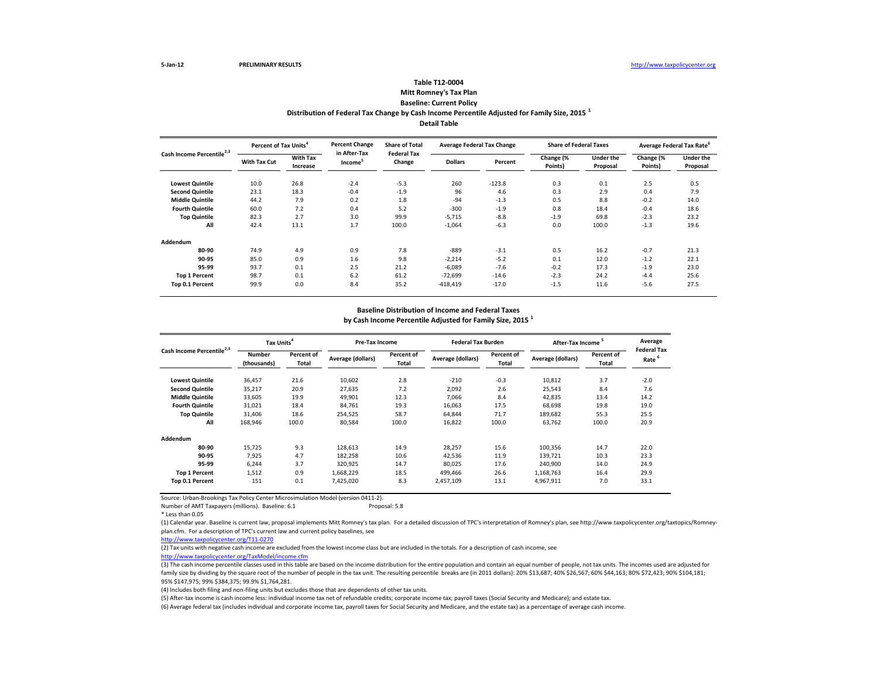5-Jan-12 PRELIMINARY RESULTS http://www.taxpolicycenter.org

### Table T12-0004
### Mitt Romney's Tax Plan
### Baseline: Current Policy
### Distribution of Federal Tax Change by Cash Income Percentile Adjusted for Family Size, 2015 [1]
### Detail Table

| Cash Income Percentile[2,3] | Percent of Tax Units[4] | | Percent Change in After-Tax Income[5] | Share of Total Federal Tax Change | Average Federal Tax Change | | Share of Federal Taxes | | Average Federal Tax Rate[6] | |
|---|---|---|---|---|---|---|---|---|---|---|
| | With Tax Cut | With Tax Increase | | | Dollars | Percent | Change (% Points) | Under the Proposal | Change (% Points) | Under the Proposal |
| Lowest Quintile | 10.0 | 26.8 | -2.4 | -5.3 | 260 | -123.8 | 0.3 | 0.1 | 2.5 | 0.5 |
| Second Quintile | 23.1 | 18.3 | -0.4 | -1.9 | 96 | 4.6 | 0.3 | 2.9 | 0.4 | 7.9 |
| Middle Quintile | 44.2 | 7.9 | 0.2 | 1.8 | -94 | -1.3 | 0.5 | 8.8 | -0.2 | 14.0 |
| Fourth Quintile | 60.0 | 7.2 | 0.4 | 5.2 | -300 | -1.9 | 0.8 | 18.4 | -0.4 | 18.6 |
| Top Quintile | 82.3 | 2.7 | 3.0 | 99.9 | -5,715 | -8.8 | -1.9 | 69.8 | -2.3 | 23.2 |
| All | 42.4 | 13.1 | 1.7 | 100.0 | -1,064 | -6.3 | 0.0 | 100.0 | -1.3 | 19.6 |
| **Addendum** | | | | | | | | | | |
| 80-90 | 74.9 | 4.9 | 0.9 | 7.8 | -889 | -3.1 | 0.5 | 16.2 | -0.7 | 21.3 |
| 90-95 | 85.0 | 0.9 | 1.6 | 9.8 | -2,214 | -5.2 | 0.1 | 12.0 | -1.2 | 22.1 |
| 95-99 | 93.7 | 0.1 | 2.5 | 21.2 | -6,089 | -7.6 | -0.2 | 17.3 | -1.9 | 23.0 |
| Top 1 Percent | 98.7 | 0.1 | 6.2 | 61.2 | -72,699 | -14.6 | -2.3 | 24.2 | -4.4 | 25.6 |
| Top 0.1 Percent | 99.9 | 0.0 | 8.4 | 35.2 | -418,419 | -17.0 | -1.5 | 11.6 | -5.6 | 27.5 |

### Baseline Distribution of Income and Federal Taxes
### by Cash Income Percentile Adjusted for Family Size, 2015 [1]

| Cash Income Percentile[2,3] | Tax Units[4] | | Pre-Tax Income | | Federal Tax Burden | | After-Tax Income[5] | | Average Federal Tax Rate[6] |
|---|---|---|---|---|---|---|---|---|---|
| | Number (thousands) | Percent of Total | Average (dollars) | Percent of Total | Average (dollars) | Percent of Total | Average (dollars) | Percent of Total | |
| Lowest Quintile | 36,457 | 21.6 | 10,602 | 2.8 | -210 | -0.3 | 10,812 | 3.7 | -2.0 |
| Second Quintile | 35,217 | 20.9 | 27,635 | 7.2 | 2,092 | 2.6 | 25,543 | 8.4 | 7.6 |
| Middle Quintile | 33,605 | 19.9 | 49,901 | 12.3 | 7,066 | 8.4 | 42,835 | 13.4 | 14.2 |
| Fourth Quintile | 31,021 | 18.4 | 84,761 | 19.3 | 16,063 | 17.5 | 68,698 | 19.8 | 19.0 |
| Top Quintile | 31,406 | 18.6 | 254,525 | 58.7 | 64,844 | 71.7 | 189,682 | 55.3 | 25.5 |
| All | 168,946 | 100.0 | 80,584 | 100.0 | 16,822 | 100.0 | 63,762 | 100.0 | 20.9 |
| **Addendum** | | | | | | | | | |
| 80-90 | 15,725 | 9.3 | 128,613 | 14.9 | 28,257 | 15.6 | 100,356 | 14.7 | 22.0 |
| 90-95 | 7,925 | 4.7 | 182,258 | 10.6 | 42,536 | 11.9 | 139,721 | 10.3 | 23.3 |
| 95-99 | 6,244 | 3.7 | 320,925 | 14.7 | 80,025 | 17.6 | 240,900 | 14.0 | 24.9 |
| Top 1 Percent | 1,512 | 0.9 | 1,668,229 | 18.5 | 499,466 | 26.6 | 1,168,763 | 16.4 | 29.9 |
| Top 0.1 Percent | 151 | 0.1 | 7,425,020 | 8.3 | 2,457,109 | 13.1 | 4,967,911 | 7.0 | 33.1 |

Source: Urban-Brookings Tax Policy Center Microsimulation Model (version 0411-2).

Number of AMT Taxpayers (millions). Baseline: 6.1 Proposal: 5.8

* Less than 0.05

(1) Calendar year. Baseline is current law, proposal implements Mitt Romney's tax plan. For a detailed discussion of TPC's interpretation of Romney's plan, see http://www.taxpolicycenter.org/taxtopics/Romney-plan.cfm. For a description of TPC's current law and current policy baselines, see http://www.taxpolicycenter.org/T11-0270

(2) Tax units with negative cash income are excluded from the lowest income class but are included in the totals. For a description of cash income, see http://www.taxpolicycenter.org/TaxModel/income.cfm

(3) The cash income percentile classes used in this table are based on the income distribution for the entire population and contain an equal number of people, not tax units. The incomes used are adjusted for family size by dividing by the square root of the number of people in the tax unit. The resulting percentile breaks are (in 2011 dollars): 20% $13,687; 40% $26,567; 60% $44,163; 80% $72,423; 90% $104,181; 95% $147,975; 99% $384,375; 99.9% $1,764,281.

(4) Includes both filing and non-filing units but excludes those that are dependents of other tax units.

(5) After-tax income is cash income less: individual income tax net of refundable credits; corporate income tax; payroll taxes (Social Security and Medicare); and estate tax.

(6) Average federal tax (includes individual and corporate income tax, payroll taxes for Social Security and Medicare, and the estate tax) as a percentage of average cash income.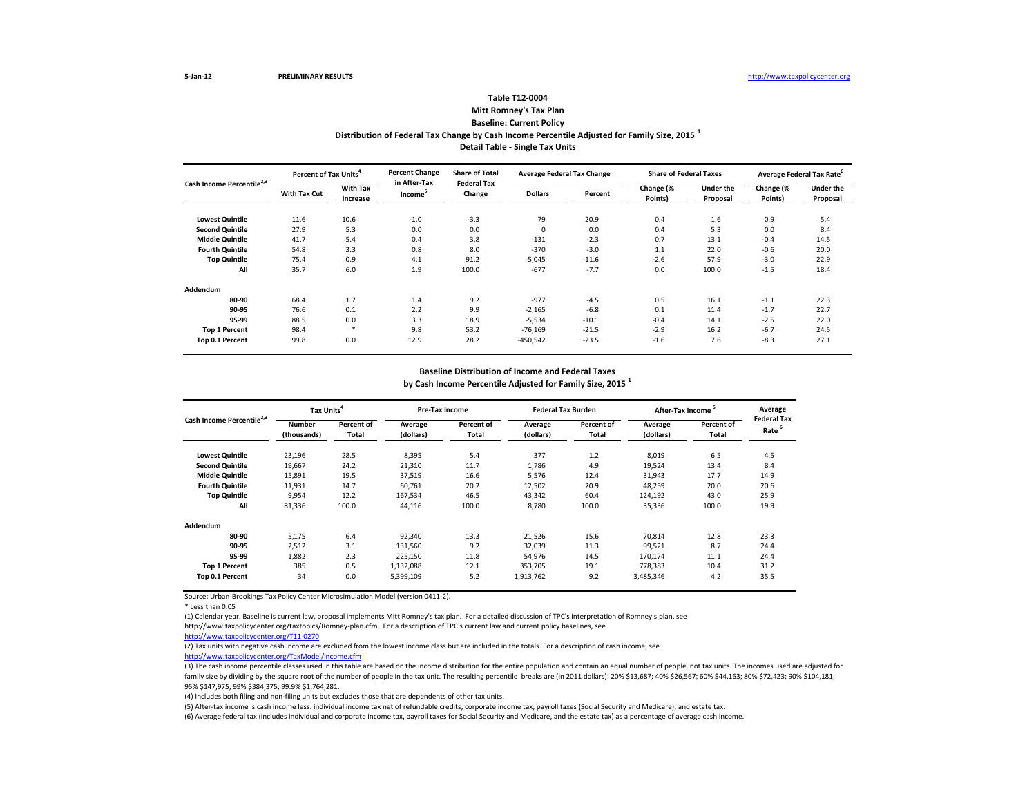5-Jan-12 **PRELIMINARY RESULTS** http://www.taxpolicycenter.org

## Table T12-0004
## Mitt Romney's Tax Plan
## Baseline: Current Policy
## Distribution of Federal Tax Change by Cash Income Percentile Adjusted for Family Size, 2015 [1]
## Detail Table - Single Tax Units

| Cash Income Percentile[2,3] | Percent of Tax Units[4] | | Percent Change in After-Tax Income[5] | Share of Total Federal Tax Change | Average Federal Tax Change | | Share of Federal Taxes | | Average Federal Tax Rate[6] | |
|---|---|---|---|---|---|---|---|---|---|---|
| | With Tax Cut | With Tax Increase | | | Dollars | Percent | Change (% Points) | Under the Proposal | Change (% Points) | Under the Proposal |
| **Lowest Quintile** | 11.6 | 10.6 | -1.0 | -3.3 | 79 | 20.9 | 0.4 | 1.6 | 0.9 | 5.4 |
| **Second Quintile** | 27.9 | 5.3 | 0.0 | 0.0 | 0 | 0.0 | 0.4 | 5.3 | 0.0 | 8.4 |
| **Middle Quintile** | 41.7 | 5.4 | 0.4 | 3.8 | -131 | -2.3 | 0.7 | 13.1 | -0.4 | 14.5 |
| **Fourth Quintile** | 54.8 | 3.3 | 0.8 | 8.0 | -370 | -3.0 | 1.1 | 22.0 | -0.6 | 20.0 |
| **Top Quintile** | 75.4 | 0.9 | 4.1 | 91.2 | -5,045 | -11.6 | -2.6 | 57.9 | -3.0 | 22.9 |
| **All** | 35.7 | 6.0 | 1.9 | 100.0 | -677 | -7.7 | 0.0 | 100.0 | -1.5 | 18.4 |
| **Addendum** | | | | | | | | | | |
| **80-90** | 68.4 | 1.7 | 1.4 | 9.2 | -977 | -4.5 | 0.5 | 16.1 | -1.1 | 22.3 |
| **90-95** | 76.6 | 0.1 | 2.2 | 9.9 | -2,165 | -6.8 | 0.1 | 11.4 | -1.7 | 22.7 |
| **95-99** | 88.5 | 0.0 | 3.3 | 18.9 | -5,534 | -10.1 | -0.4 | 14.1 | -2.5 | 22.0 |
| **Top 1 Percent** | 98.4 | * | 9.8 | 53.2 | -76,169 | -21.5 | -2.9 | 16.2 | -6.7 | 24.5 |
| **Top 0.1 Percent** | 99.8 | 0.0 | 12.9 | 28.2 | -450,542 | -23.5 | -1.6 | 7.6 | -8.3 | 27.1 |

### Baseline Distribution of Income and Federal Taxes
### by Cash Income Percentile Adjusted for Family Size, 2015 [1]

| Cash Income Percentile[2,3] | Tax Units[4] | | Pre-Tax Income | | Federal Tax Burden | | After-Tax Income[5] | | Average Federal Tax Rate[6] |
|---|---|---|---|---|---|---|---|---|---|
| | Number (thousands) | Percent of Total | Average (dollars) | Percent of Total | Average (dollars) | Percent of Total | Average (dollars) | Percent of Total | |
| **Lowest Quintile** | 23,196 | 28.5 | 8,395 | 5.4 | 377 | 1.2 | 8,019 | 6.5 | 4.5 |
| **Second Quintile** | 19,667 | 24.2 | 21,310 | 11.7 | 1,786 | 4.9 | 19,524 | 13.4 | 8.4 |
| **Middle Quintile** | 15,891 | 19.5 | 37,519 | 16.6 | 5,576 | 12.4 | 31,943 | 17.7 | 14.9 |
| **Fourth Quintile** | 11,931 | 14.7 | 60,761 | 20.2 | 12,502 | 20.9 | 48,259 | 20.0 | 20.6 |
| **Top Quintile** | 9,954 | 12.2 | 167,534 | 46.5 | 43,342 | 60.4 | 124,192 | 43.0 | 25.9 |
| **All** | 81,336 | 100.0 | 44,116 | 100.0 | 8,780 | 100.0 | 35,336 | 100.0 | 19.9 |
| **Addendum** | | | | | | | | | |
| **80-90** | 5,175 | 6.4 | 92,340 | 13.3 | 21,526 | 15.6 | 70,814 | 12.8 | 23.3 |
| **90-95** | 2,512 | 3.1 | 131,560 | 9.2 | 32,039 | 11.3 | 99,521 | 8.7 | 24.4 |
| **95-99** | 1,882 | 2.3 | 225,150 | 11.8 | 54,976 | 14.5 | 170,174 | 11.1 | 24.4 |
| **Top 1 Percent** | 385 | 0.5 | 1,132,088 | 12.1 | 353,705 | 19.1 | 778,383 | 10.4 | 31.2 |
| **Top 0.1 Percent** | 34 | 0.0 | 5,399,109 | 5.2 | 1,913,762 | 9.2 | 3,485,346 | 4.2 | 35.5 |

Source: Urban-Brookings Tax Policy Center Microsimulation Model (version 0411-2).

* Less than 0.05

(1) Calendar year. Baseline is current law, proposal implements Mitt Romney's tax plan. For a detailed discussion of TPC's interpretation of Romney's plan, see http://www.taxpolicycenter.org/taxtopics/Romney-plan.cfm. For a description of TPC's current law and current policy baselines, see http://www.taxpolicycenter.org/T11-0270

(2) Tax units with negative cash income are excluded from the lowest income class but are included in the totals. For a description of cash income, see http://www.taxpolicycenter.org/TaxModel/income.cfm

(3) The cash income percentile classes used in this table are based on the income distribution for the entire population and contain an equal number of people, not tax units. The incomes used are adjusted for family size by dividing by the square root of the number of people in the tax unit. The resulting percentile breaks are (in 2011 dollars): 20% $13,687; 40% $26,567; 60% $44,163; 80% $72,423; 90% $104,181; 95% $147,975; 99% $384,375; 99.9% $1,764,281.

(4) Includes both filing and non-filing units but excludes those that are dependents of other tax units.

(5) After-tax income is cash income less: individual income tax net of refundable credits; corporate income tax; payroll taxes (Social Security and Medicare); and estate tax.

(6) Average federal tax (includes individual and corporate income tax, payroll taxes for Social Security and Medicare, and the estate tax) as a percentage of average cash income.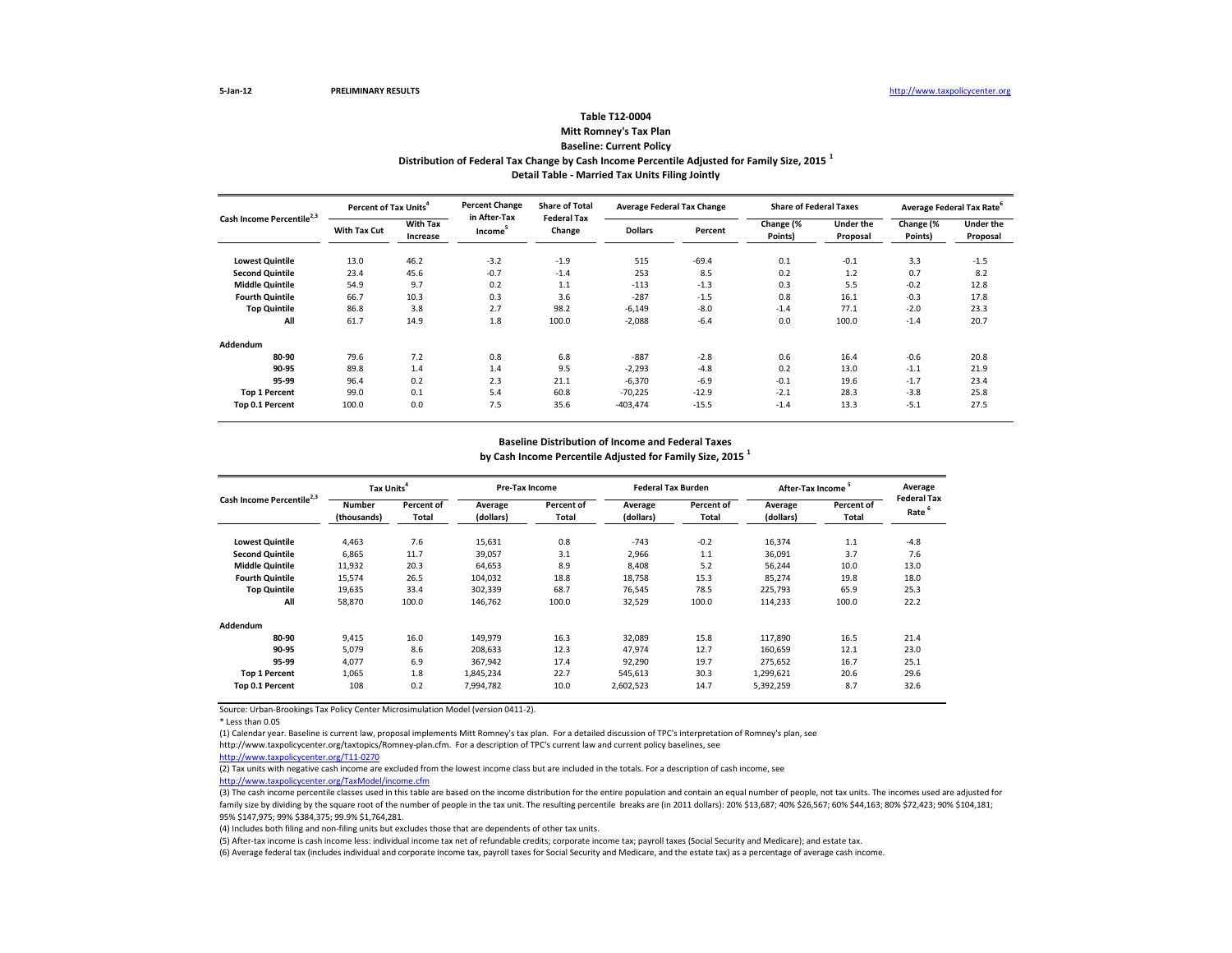5-Jan-12 **PRELIMINARY RESULTS** http://www.taxpolicycenter.org

### Table T12-0004
### Mitt Romney's Tax Plan
### Baseline: Current Policy
### Distribution of Federal Tax Change by Cash Income Percentile Adjusted for Family Size, 2015 [1]
### Detail Table - Married Tax Units Filing Jointly

| Cash Income Percentile[2,3] | Percent of Tax Units[4] | | Percent Change in After-Tax Income[5] | Share of Total Federal Tax Change | Average Federal Tax Change | | Share of Federal Taxes | | Average Federal Tax Rate[6] | |
|---|---|---|---|---|---|---|---|---|---|---|
| | With Tax Cut | With Tax Increase | | | Dollars | Percent | Change (% Points) | Under the Proposal | Change (% Points) | Under the Proposal |
| Lowest Quintile | 13.0 | 46.2 | -3.2 | -1.9 | 515 | -69.4 | 0.1 | -0.1 | 3.3 | -1.5 |
| Second Quintile | 23.4 | 45.6 | -0.7 | -1.4 | 253 | 8.5 | 0.2 | 1.2 | 0.7 | 8.2 |
| Middle Quintile | 54.9 | 9.7 | 0.2 | 1.1 | -113 | -1.3 | 0.3 | 5.5 | -0.2 | 12.8 |
| Fourth Quintile | 66.7 | 10.3 | 0.3 | 3.6 | -287 | -1.5 | 0.8 | 16.1 | -0.3 | 17.8 |
| Top Quintile | 86.8 | 3.8 | 2.7 | 98.2 | -6,149 | -8.0 | -1.4 | 77.1 | -2.0 | 23.3 |
| All | 61.7 | 14.9 | 1.8 | 100.0 | -2,088 | -6.4 | 0.0 | 100.0 | -1.4 | 20.7 |
| **Addendum** | | | | | | | | | | |
| 80-90 | 79.6 | 7.2 | 0.8 | 6.8 | -887 | -2.8 | 0.6 | 16.4 | -0.6 | 20.8 |
| 90-95 | 89.8 | 1.4 | 1.4 | 9.5 | -2,293 | -4.8 | 0.2 | 13.0 | -1.1 | 21.9 |
| 95-99 | 96.4 | 0.2 | 2.3 | 21.1 | -6,370 | -6.9 | -0.1 | 19.6 | -1.7 | 23.4 |
| Top 1 Percent | 99.0 | 0.1 | 5.4 | 60.8 | -70,225 | -12.9 | -2.1 | 28.3 | -3.8 | 25.8 |
| Top 0.1 Percent | 100.0 | 0.0 | 7.5 | 35.6 | -403,474 | -15.5 | -1.4 | 13.3 | -5.1 | 27.5 |

### Baseline Distribution of Income and Federal Taxes
### by Cash Income Percentile Adjusted for Family Size, 2015 [1]

| Cash Income Percentile[2,3] | Tax Units[4] | | Pre-Tax Income | | Federal Tax Burden | | After-Tax Income[5] | | Average Federal Tax Rate[6] |
|---|---|---|---|---|---|---|---|---|---|
| | Number (thousands) | Percent of Total | Average (dollars) | Percent of Total | Average (dollars) | Percent of Total | Average (dollars) | Percent of Total | |
| Lowest Quintile | 4,463 | 7.6 | 15,631 | 0.8 | -743 | -0.2 | 16,374 | 1.1 | -4.8 |
| Second Quintile | 6,865 | 11.7 | 39,057 | 3.1 | 2,966 | 1.1 | 36,091 | 3.7 | 7.6 |
| Middle Quintile | 11,932 | 20.3 | 64,653 | 8.9 | 8,408 | 5.2 | 56,244 | 10.0 | 13.0 |
| Fourth Quintile | 15,574 | 26.5 | 104,032 | 18.8 | 18,758 | 15.3 | 85,274 | 19.8 | 18.0 |
| Top Quintile | 19,635 | 33.4 | 302,339 | 68.7 | 76,545 | 78.5 | 225,793 | 65.9 | 25.3 |
| All | 58,870 | 100.0 | 146,762 | 100.0 | 32,529 | 100.0 | 114,233 | 100.0 | 22.2 |
| **Addendum** | | | | | | | | | |
| 80-90 | 9,415 | 16.0 | 149,979 | 16.3 | 32,089 | 15.8 | 117,890 | 16.5 | 21.4 |
| 90-95 | 5,079 | 8.6 | 208,633 | 12.3 | 47,974 | 12.7 | 160,659 | 12.1 | 23.0 |
| 95-99 | 4,077 | 6.9 | 367,942 | 17.4 | 92,290 | 19.7 | 275,652 | 16.7 | 25.1 |
| Top 1 Percent | 1,065 | 1.8 | 1,845,234 | 22.7 | 545,613 | 30.3 | 1,299,621 | 20.6 | 29.6 |
| Top 0.1 Percent | 108 | 0.2 | 7,994,782 | 10.0 | 2,602,523 | 14.7 | 5,392,259 | 8.7 | 32.6 |

Source: Urban-Brookings Tax Policy Center Microsimulation Model (version 0411-2).

\* Less than 0.05

(1) Calendar year. Baseline is current law, proposal implements Mitt Romney's tax plan. For a detailed discussion of TPC's interpretation of Romney's plan, see http://www.taxpolicycenter.org/taxtopics/Romney-plan.cfm. For a description of TPC's current law and current policy baselines, see http://www.taxpolicycenter.org/T11-0270

(2) Tax units with negative cash income are excluded from the lowest income class but are included in the totals. For a description of cash income, see http://www.taxpolicycenter.org/TaxModel/income.cfm

(3) The cash income percentile classes used in this table are based on the income distribution for the entire population and contain an equal number of people, not tax units. The incomes used are adjusted for family size by dividing by the square root of the number of people in the tax unit. The resulting percentile breaks are (in 2011 dollars): 20% $13,687; 40% $26,567; 60% $44,163; 80% $72,423; 90% $104,181; 95% $147,975; 99% $384,375; 99.9% $1,764,281.

(4) Includes both filing and non-filing units but excludes those that are dependents of other tax units.

(5) After-tax income is cash income less: individual income tax net of refundable credits; corporate income tax; payroll taxes (Social Security and Medicare); and estate tax.

(6) Average federal tax (includes individual and corporate income tax, payroll taxes for Social Security and Medicare, and the estate tax) as a percentage of average cash income.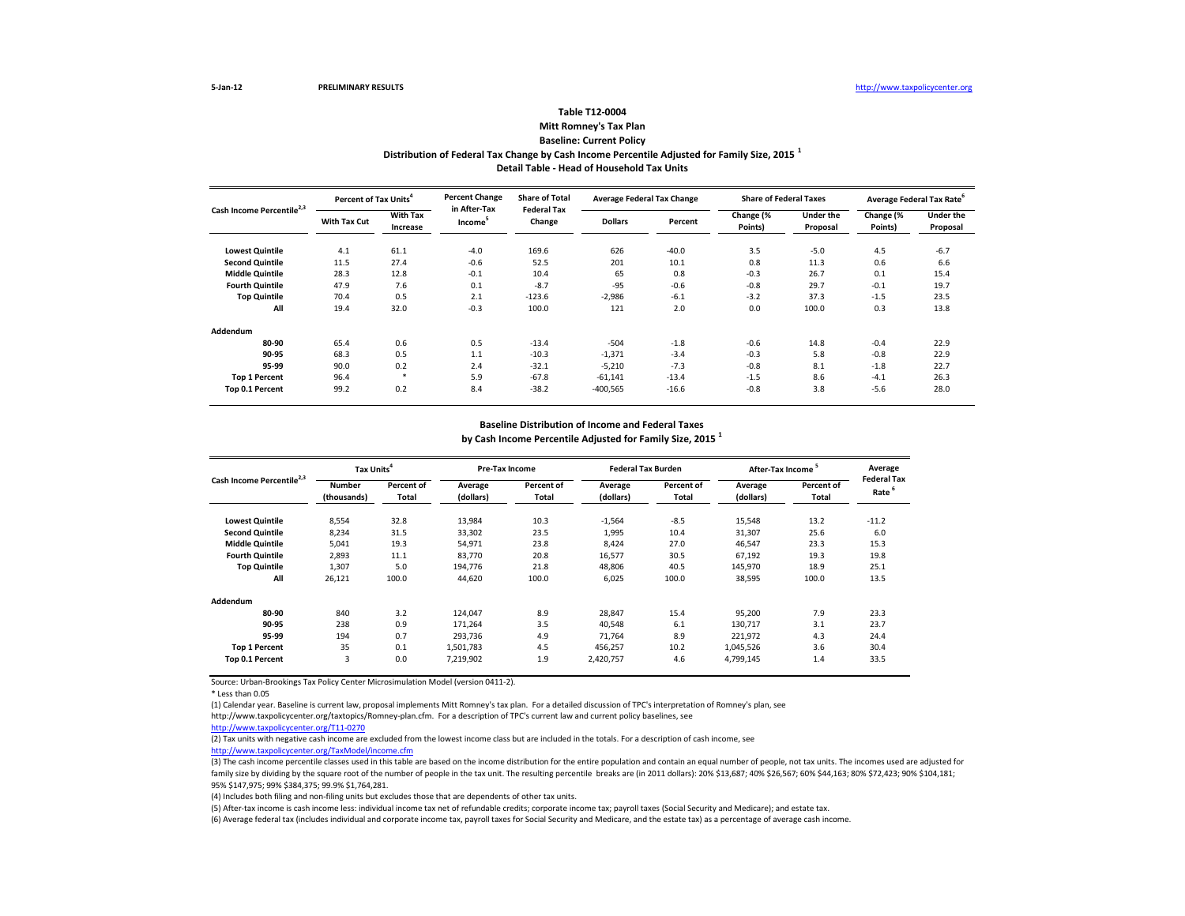5-Jan-12 PRELIMINARY RESULTS http://www.taxpolicycenter.org

# Table T12-0004

## Mitt Romney's Tax Plan

### Baseline: Current Policy

### Distribution of Federal Tax Change by Cash Income Percentile Adjusted for Family Size, 2015 [1]

### Detail Table - Head of Household Tax Units

| Cash Income Percentile[2,3] | Percent of Tax Units[4] | | Percent Change in After-Tax Income[5] | Share of Total Federal Tax Change | Average Federal Tax Change | | Share of Federal Taxes | | Average Federal Tax Rate[6] | |
|---|---|---|---|---|---|---|---|---|---|---|
| | With Tax Cut | With Tax Increase | | | Dollars | Percent | Change (% Points) | Under the Proposal | Change (% Points) | Under the Proposal |
| **Lowest Quintile** | 4.1 | 61.1 | -4.0 | 169.6 | 626 | -40.0 | 3.5 | -5.0 | 4.5 | -6.7 |
| **Second Quintile** | 11.5 | 27.4 | -0.6 | 52.5 | 201 | 10.1 | 0.8 | 11.3 | 0.6 | 6.6 |
| **Middle Quintile** | 28.3 | 12.8 | -0.1 | 10.4 | 65 | 0.8 | -0.3 | 26.7 | 0.1 | 15.4 |
| **Fourth Quintile** | 47.9 | 7.6 | 0.1 | -8.7 | -95 | -0.6 | -0.8 | 29.7 | -0.1 | 19.7 |
| **Top Quintile** | 70.4 | 0.5 | 2.1 | -123.6 | -2,986 | -6.1 | -3.2 | 37.3 | -1.5 | 23.5 |
| **All** | 19.4 | 32.0 | -0.3 | 100.0 | 121 | 2.0 | 0.0 | 100.0 | 0.3 | 13.8 |
| **Addendum** | | | | | | | | | | |
| **80-90** | 65.4 | 0.6 | 0.5 | -13.4 | -504 | -1.8 | -0.6 | 14.8 | -0.4 | 22.9 |
| **90-95** | 68.3 | 0.5 | 1.1 | -10.3 | -1,371 | -3.4 | -0.3 | 5.8 | -0.8 | 22.9 |
| **95-99** | 90.0 | 0.2 | 2.4 | -32.1 | -5,210 | -7.3 | -0.8 | 8.1 | -1.8 | 22.7 |
| **Top 1 Percent** | 96.4 | * | 5.9 | -67.8 | -61,141 | -13.4 | -1.5 | 8.6 | -4.1 | 26.3 |
| **Top 0.1 Percent** | 99.2 | 0.2 | 8.4 | -38.2 | -400,565 | -16.6 | -0.8 | 3.8 | -5.6 | 28.0 |

### Baseline Distribution of Income and Federal Taxes by Cash Income Percentile Adjusted for Family Size, 2015 [1]

| Cash Income Percentile[2,3] | Tax Units[4] | | Pre-Tax Income | | Federal Tax Burden | | After-Tax Income[5] | | Average Federal Tax Rate[6] |
|---|---|---|---|---|---|---|---|---|---|
| | Number (thousands) | Percent of Total | Average (dollars) | Percent of Total | Average (dollars) | Percent of Total | Average (dollars) | Percent of Total | |
| **Lowest Quintile** | 8,554 | 32.8 | 13,984 | 10.3 | -1,564 | -8.5 | 15,548 | 13.2 | -11.2 |
| **Second Quintile** | 8,234 | 31.5 | 33,302 | 23.5 | 1,995 | 10.4 | 31,307 | 25.6 | 6.0 |
| **Middle Quintile** | 5,041 | 19.3 | 54,971 | 23.8 | 8,424 | 27.0 | 46,547 | 23.3 | 15.3 |
| **Fourth Quintile** | 2,893 | 11.1 | 83,770 | 20.8 | 16,577 | 30.5 | 67,192 | 19.3 | 19.8 |
| **Top Quintile** | 1,307 | 5.0 | 194,776 | 21.8 | 48,806 | 40.5 | 145,970 | 18.9 | 25.1 |
| **All** | 26,121 | 100.0 | 44,620 | 100.0 | 6,025 | 100.0 | 38,595 | 100.0 | 13.5 |
| **Addendum** | | | | | | | | | |
| **80-90** | 840 | 3.2 | 124,047 | 8.9 | 28,847 | 15.4 | 95,200 | 7.9 | 23.3 |
| **90-95** | 238 | 0.9 | 171,264 | 3.5 | 40,548 | 6.1 | 130,717 | 3.1 | 23.7 |
| **95-99** | 194 | 0.7 | 293,736 | 4.9 | 71,764 | 8.9 | 221,972 | 4.3 | 24.4 |
| **Top 1 Percent** | 35 | 0.1 | 1,501,783 | 4.5 | 456,257 | 10.2 | 1,045,526 | 3.6 | 30.4 |
| **Top 0.1 Percent** | 3 | 0.0 | 7,219,902 | 1.9 | 2,420,757 | 4.6 | 4,799,145 | 1.4 | 33.5 |

Source: Urban-Brookings Tax Policy Center Microsimulation Model (version 0411-2).

* Less than 0.05

(1) Calendar year. Baseline is current law, proposal implements Mitt Romney's tax plan. For a detailed discussion of TPC's interpretation of Romney's plan, see http://www.taxpolicycenter.org/taxtopics/Romney-plan.cfm. For a description of TPC's current law and current policy baselines, see http://www.taxpolicycenter.org/T11-0270

(2) Tax units with negative cash income are excluded from the lowest income class but are included in the totals. For a description of cash income, see http://www.taxpolicycenter.org/TaxModel/income.cfm

(3) The cash income percentile classes used in this table are based on the income distribution for the entire population and contain an equal number of people, not tax units. The incomes used are adjusted for family size by dividing by the square root of the number of people in the tax unit. The resulting percentile breaks are (in 2011 dollars): 20% $13,687; 40% $26,567; 60% $44,163; 80% $72,423; 90% $104,181; 95% $147,975; 99% $384,375; 99.9% $1,764,281.

(4) Includes both filing and non-filing units but excludes those that are dependents of other tax units.

(5) After-tax income is cash income less: individual income tax net of refundable credits; corporate income tax; payroll taxes (Social Security and Medicare); and estate tax.

(6) Average federal tax (includes individual and corporate income tax, payroll taxes for Social Security and Medicare, and the estate tax) as a percentage of average cash income.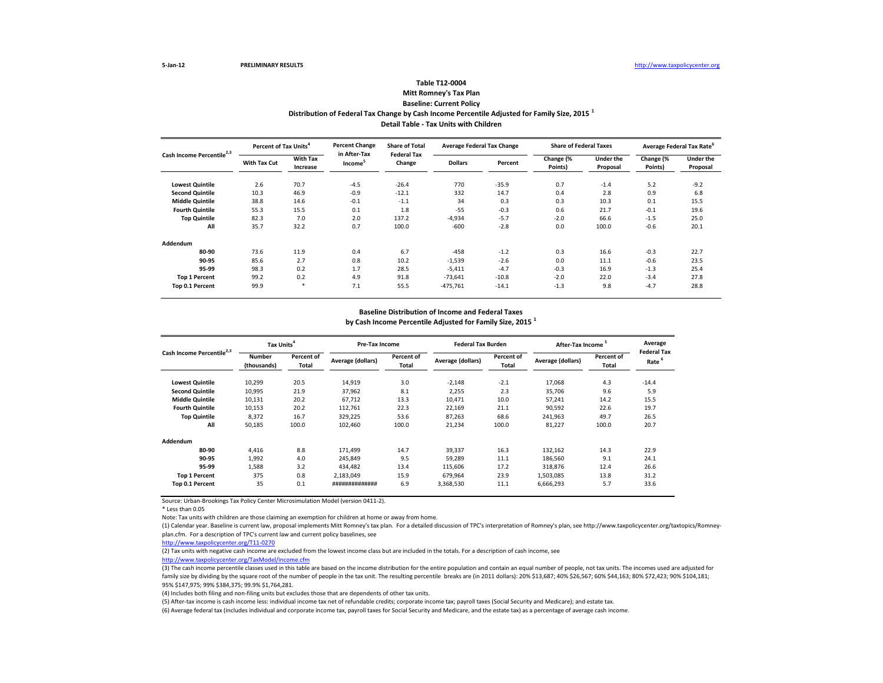5-Jan-12 PRELIMINARY RESULTS http://www.taxpolicycenter.org

**Table T12-0004**
**Mitt Romney's Tax Plan**
**Baseline: Current Policy**
**Distribution of Federal Tax Change by Cash Income Percentile Adjusted for Family Size, 2015 [1]**
**Detail Table - Tax Units with Children**

| Cash Income Percentile[2,3] | Percent of Tax Units[4] | | Percent Change in After-Tax Income[5] | Share of Total Federal Tax Change | Average Federal Tax Change | | Share of Federal Taxes | | Average Federal Tax Rate[6] | |
|---|---|---|---|---|---|---|---|---|---|---|
| | With Tax Cut | With Tax Increase | | | Dollars | Percent | Change (% Points) | Under the Proposal | Change (% Points) | Under the Proposal |
| Lowest Quintile | 2.6 | 70.7 | -4.5 | -26.4 | 770 | -35.9 | 0.7 | -1.4 | 5.2 | -9.2 |
| Second Quintile | 10.3 | 46.9 | -0.9 | -12.1 | 332 | 14.7 | 0.4 | 2.8 | 0.9 | 6.8 |
| Middle Quintile | 38.8 | 14.6 | -0.1 | -1.1 | 34 | 0.3 | 0.3 | 10.3 | 0.1 | 15.5 |
| Fourth Quintile | 55.3 | 15.5 | 0.1 | 1.8 | -55 | -0.3 | 0.6 | 21.7 | -0.1 | 19.6 |
| Top Quintile | 82.3 | 7.0 | 2.0 | 137.2 | -4,934 | -5.7 | -2.0 | 66.6 | -1.5 | 25.0 |
| All | 35.7 | 32.2 | 0.7 | 100.0 | -600 | -2.8 | 0.0 | 100.0 | -0.6 | 20.1 |
| **Addendum** | | | | | | | | | | |
| 80-90 | 73.6 | 11.9 | 0.4 | 6.7 | -458 | -1.2 | 0.3 | 16.6 | -0.3 | 22.7 |
| 90-95 | 85.6 | 2.7 | 0.8 | 10.2 | -1,539 | -2.6 | 0.0 | 11.1 | -0.6 | 23.5 |
| 95-99 | 98.3 | 0.2 | 1.7 | 28.5 | -5,411 | -4.7 | -0.3 | 16.9 | -1.3 | 25.4 |
| Top 1 Percent | 99.2 | 0.2 | 4.9 | 91.8 | -73,641 | -10.8 | -2.0 | 22.0 | -3.4 | 27.8 |
| Top 0.1 Percent | 99.9 | * | 7.1 | 55.5 | -475,761 | -14.1 | -1.3 | 9.8 | -4.7 | 28.8 |

**Baseline Distribution of Income and Federal Taxes**
**by Cash Income Percentile Adjusted for Family Size, 2015 [1]**

| Cash Income Percentile[2,3] | Tax Units[4] | | Pre-Tax Income | | Federal Tax Burden | | After-Tax Income[5] | | Average Federal Tax Rate[6] |
|---|---|---|---|---|---|---|---|---|---|
| | Number (thousands) | Percent of Total | Average (dollars) | Percent of Total | Average (dollars) | Percent of Total | Average (dollars) | Percent of Total | |
| Lowest Quintile | 10,299 | 20.5 | 14,919 | 3.0 | -2,148 | -2.1 | 17,068 | 4.3 | -14.4 |
| Second Quintile | 10,995 | 21.9 | 37,962 | 8.1 | 2,255 | 2.3 | 35,706 | 9.6 | 5.9 |
| Middle Quintile | 10,131 | 20.2 | 67,712 | 13.3 | 10,471 | 10.0 | 57,241 | 14.2 | 15.5 |
| Fourth Quintile | 10,153 | 20.2 | 112,761 | 22.3 | 22,169 | 21.1 | 90,592 | 22.6 | 19.7 |
| Top Quintile | 8,372 | 16.7 | 329,225 | 53.6 | 87,263 | 68.6 | 241,963 | 49.7 | 26.5 |
| All | 50,185 | 100.0 | 102,460 | 100.0 | 21,234 | 100.0 | 81,227 | 100.0 | 20.7 |
| **Addendum** | | | | | | | | | |
| 80-90 | 4,416 | 8.8 | 171,499 | 14.7 | 39,337 | 16.3 | 132,162 | 14.3 | 22.9 |
| 90-95 | 1,992 | 4.0 | 245,849 | 9.5 | 59,289 | 11.1 | 186,560 | 9.1 | 24.1 |
| 95-99 | 1,588 | 3.2 | 434,482 | 13.4 | 115,606 | 17.2 | 318,876 | 12.4 | 26.6 |
| Top 1 Percent | 375 | 0.8 | 2,183,049 | 15.9 | 679,964 | 23.9 | 1,503,085 | 13.8 | 31.2 |
| Top 0.1 Percent | 35 | 0.1 | ############## | 6.9 | 3,368,530 | 11.1 | 6,666,293 | 5.7 | 33.6 |

Source: Urban-Brookings Tax Policy Center Microsimulation Model (version 0411-2).

* Less than 0.05

Note: Tax units with children are those claiming an exemption for children at home or away from home.

(1) Calendar year. Baseline is current law, proposal implements Mitt Romney's tax plan. For a detailed discussion of TPC's interpretation of Romney's plan, see http://www.taxpolicycenter.org/taxtopics/Romney-plan.cfm. For a description of TPC's current law and current policy baselines, see http://www.taxpolicycenter.org/T11-0270

(2) Tax units with negative cash income are excluded from the lowest income class but are included in the totals. For a description of cash income, see http://www.taxpolicycenter.org/TaxModel/income.cfm

(3) The cash income percentile classes used in this table are based on the income distribution for the entire population and contain an equal number of people, not tax units. The incomes used are adjusted for family size by dividing by the square root of the number of people in the tax unit. The resulting percentile breaks are (in 2011 dollars): 20% $13,687; 40% $26,567; 60% $44,163; 80% $72,423; 90% $104,181; 95% $147,975; 99% $384,375; 99.9% $1,764,281.

(4) Includes both filing and non-filing units but excludes those that are dependents of other tax units.

(5) After-tax income is cash income less: individual income tax net of refundable credits; corporate income tax; payroll taxes (Social Security and Medicare); and estate tax.

(6) Average federal tax (includes individual and corporate income tax, payroll taxes for Social Security and Medicare, and the estate tax) as a percentage of average cash income.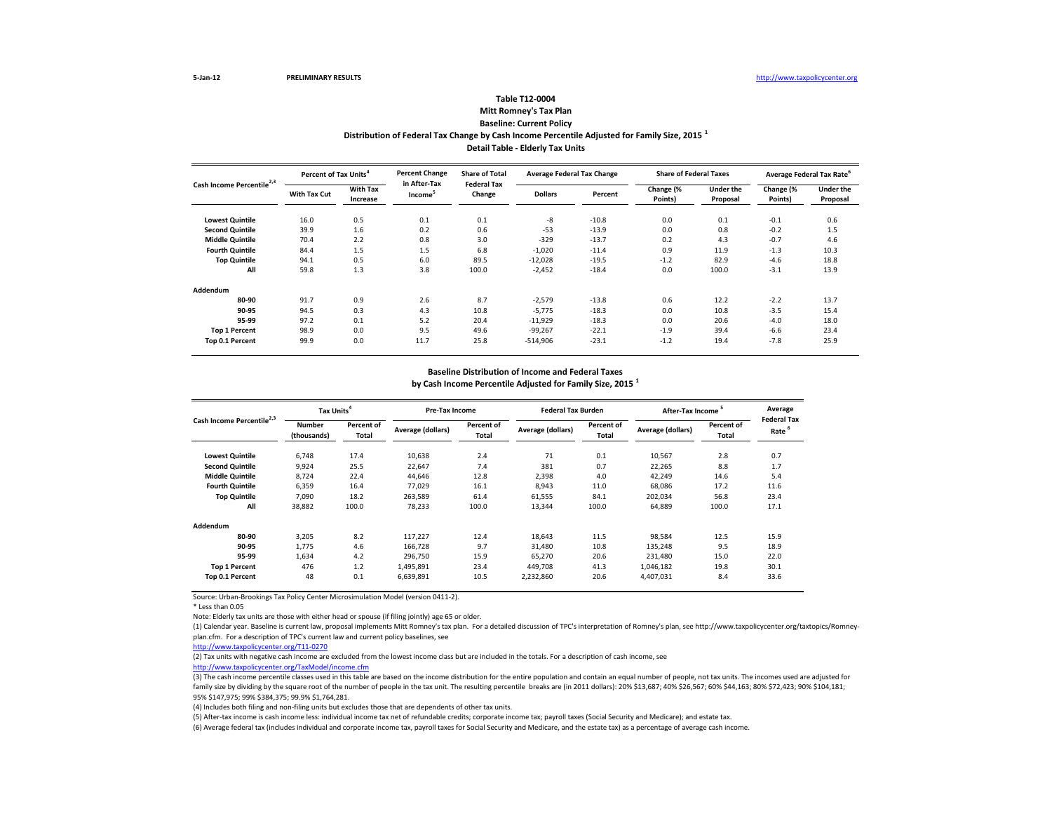5-Jan-12 PRELIMINARY RESULTS http://www.taxpolicycenter.org

## Table T12-0004
## Mitt Romney's Tax Plan
## Baseline: Current Policy
## Distribution of Federal Tax Change by Cash Income Percentile Adjusted for Family Size, 2015 [1]
## Detail Table - Elderly Tax Units

| Cash Income Percentile[2,3] | Percent of Tax Units[4] | | Percent Change in After-Tax Income[5] | Share of Total Federal Tax Change | Average Federal Tax Change | | Share of Federal Taxes | | Average Federal Tax Rate[6] | |
|---|---|---|---|---|---|---|---|---|---|---|
| | With Tax Cut | With Tax Increase | | | Dollars | Percent | Change (% Points) | Under the Proposal | Change (% Points) | Under the Proposal |
| Lowest Quintile | 16.0 | 0.5 | 0.1 | 0.1 | -8 | -10.8 | 0.0 | 0.1 | -0.1 | 0.6 |
| Second Quintile | 39.9 | 1.6 | 0.2 | 0.6 | -53 | -13.9 | 0.0 | 0.8 | -0.2 | 1.5 |
| Middle Quintile | 70.4 | 2.2 | 0.8 | 3.0 | -329 | -13.7 | 0.2 | 4.3 | -0.7 | 4.6 |
| Fourth Quintile | 84.4 | 1.5 | 1.5 | 6.8 | -1,020 | -11.4 | 0.9 | 11.9 | -1.3 | 10.3 |
| Top Quintile | 94.1 | 0.5 | 6.0 | 89.5 | -12,028 | -19.5 | -1.2 | 82.9 | -4.6 | 18.8 |
| All | 59.8 | 1.3 | 3.8 | 100.0 | -2,452 | -18.4 | 0.0 | 100.0 | -3.1 | 13.9 |
| **Addendum** | | | | | | | | | | |
| 80-90 | 91.7 | 0.9 | 2.6 | 8.7 | -2,579 | -13.8 | 0.6 | 12.2 | -2.2 | 13.7 |
| 90-95 | 94.5 | 0.3 | 4.3 | 10.8 | -5,775 | -18.3 | 0.0 | 10.8 | -3.5 | 15.4 |
| 95-99 | 97.2 | 0.1 | 5.2 | 20.4 | -11,929 | -18.3 | 0.0 | 20.6 | -4.0 | 18.0 |
| Top 1 Percent | 98.9 | 0.0 | 9.5 | 49.6 | -99,267 | -22.1 | -1.9 | 39.4 | -6.6 | 23.4 |
| Top 0.1 Percent | 99.9 | 0.0 | 11.7 | 25.8 | -514,906 | -23.1 | -1.2 | 19.4 | -7.8 | 25.9 |

## Baseline Distribution of Income and Federal Taxes
## by Cash Income Percentile Adjusted for Family Size, 2015 [1]

| Cash Income Percentile[2,3] | Tax Units[4] | | Pre-Tax Income | | Federal Tax Burden | | After-Tax Income[5] | | Average Federal Tax Rate[6] |
|---|---|---|---|---|---|---|---|---|---|
| | Number (thousands) | Percent of Total | Average (dollars) | Percent of Total | Average (dollars) | Percent of Total | Average (dollars) | Percent of Total | |
| Lowest Quintile | 6,748 | 17.4 | 10,638 | 2.4 | 71 | 0.1 | 10,567 | 2.8 | 0.7 |
| Second Quintile | 9,924 | 25.5 | 22,647 | 7.4 | 381 | 0.7 | 22,265 | 8.8 | 1.7 |
| Middle Quintile | 8,724 | 22.4 | 44,646 | 12.8 | 2,398 | 4.0 | 42,249 | 14.6 | 5.4 |
| Fourth Quintile | 6,359 | 16.4 | 77,029 | 16.1 | 8,943 | 11.0 | 68,086 | 17.2 | 11.6 |
| Top Quintile | 7,090 | 18.2 | 263,589 | 61.4 | 61,555 | 84.1 | 202,034 | 56.8 | 23.4 |
| All | 38,882 | 100.0 | 78,233 | 100.0 | 13,344 | 100.0 | 64,889 | 100.0 | 17.1 |
| **Addendum** | | | | | | | | | |
| 80-90 | 3,205 | 8.2 | 117,227 | 12.4 | 18,643 | 11.5 | 98,584 | 12.5 | 15.9 |
| 90-95 | 1,775 | 4.6 | 166,728 | 9.7 | 31,480 | 10.8 | 135,248 | 9.5 | 18.9 |
| 95-99 | 1,634 | 4.2 | 296,750 | 15.9 | 65,270 | 20.6 | 231,480 | 15.0 | 22.0 |
| Top 1 Percent | 476 | 1.2 | 1,495,891 | 23.4 | 449,708 | 41.3 | 1,046,182 | 19.8 | 30.1 |
| Top 0.1 Percent | 48 | 0.1 | 6,639,891 | 10.5 | 2,232,860 | 20.6 | 4,407,031 | 8.4 | 33.6 |

Source: Urban-Brookings Tax Policy Center Microsimulation Model (version 0411-2).

* Less than 0.05

Note: Elderly tax units are those with either head or spouse (if filing jointly) age 65 or older.

(1) Calendar year. Baseline is current law, proposal implements Mitt Romney's tax plan. For a detailed discussion of TPC's interpretation of Romney's plan, see http://www.taxpolicycenter.org/taxtopics/Romney-plan.cfm. For a description of TPC's current law and current policy baselines, see http://www.taxpolicycenter.org/T11-0270

(2) Tax units with negative cash income are excluded from the lowest income class but are included in the totals. For a description of cash income, see http://www.taxpolicycenter.org/TaxModel/income.cfm

(3) The cash income percentile classes used in this table are based on the income distribution for the entire population and contain an equal number of people, not tax units. The incomes used are adjusted for family size by dividing by the square root of the number of people in the tax unit. The resulting percentile breaks are (in 2011 dollars): 20% $13,687; 40% $26,567; 60% $44,163; 80% $72,423; 90% $104,181; 95% $147,975; 99% $384,375; 99.9% $1,764,281.

(4) Includes both filing and non-filing units but excludes those that are dependents of other tax units.

(5) After-tax income is cash income less: individual income tax net of refundable credits; corporate income tax; payroll taxes (Social Security and Medicare); and estate tax.

(6) Average federal tax (includes individual and corporate income tax, payroll taxes for Social Security and Medicare, and the estate tax) as a percentage of average cash income.